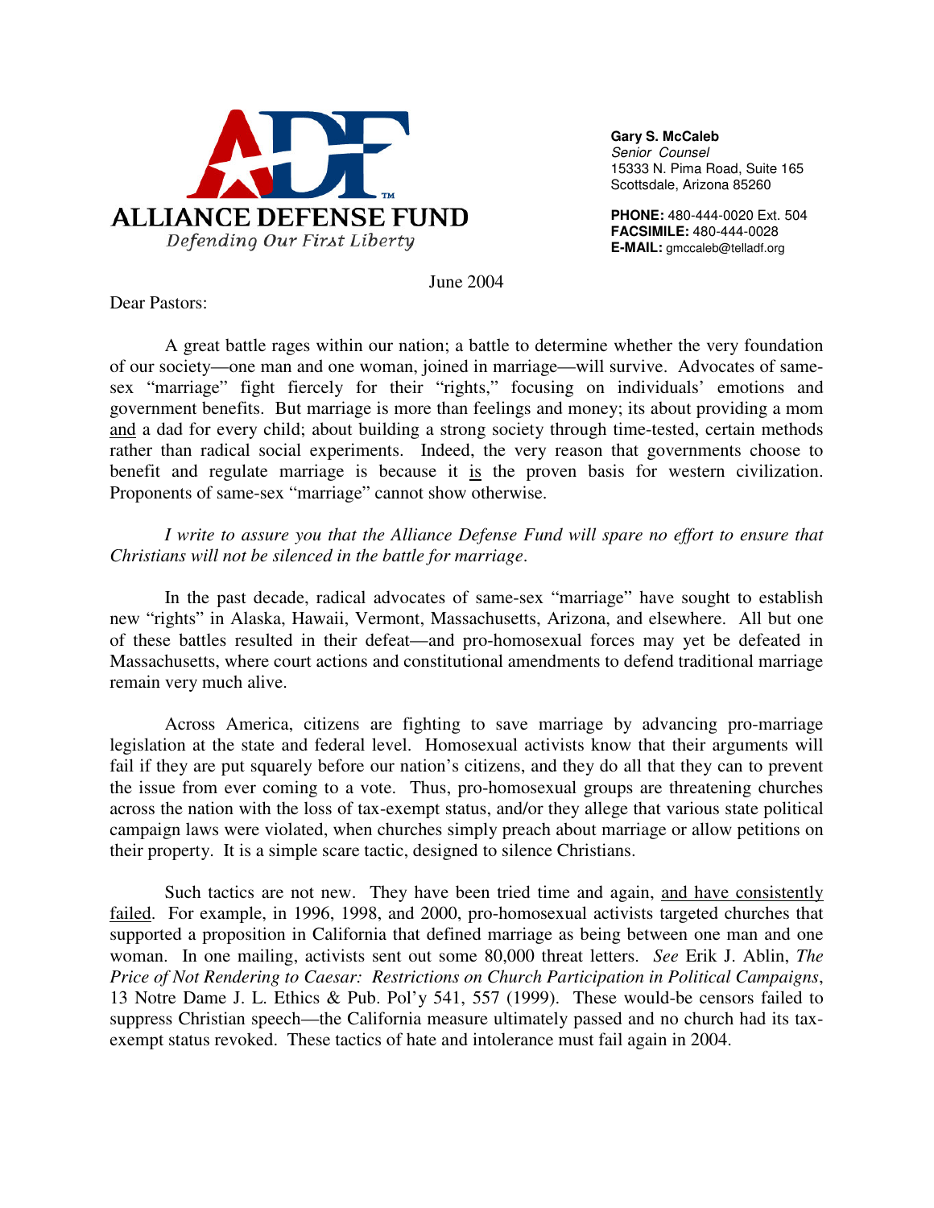**ALLIANCE DEFENSE FUND**

*Defending Our First Liberty*

**Gary S. McCaleb**
*Senior Counsel*
15333 N. Pima Road, Suite 165
Scottsdale, Arizona 85260

**PHONE:** 480-444-0020 Ext. 504
**FACSIMILE:** 480-444-0028
**E-MAIL:** gmccaleb@telladf.org

June 2004

Dear Pastors:

A great battle rages within our nation; a battle to determine whether the very foundation of our society—one man and one woman, joined in marriage—will survive. Advocates of same-sex "marriage" fight fiercely for their "rights," focusing on individuals' emotions and government benefits. But marriage is more than feelings and money; its about providing a mom and a dad for every child; about building a strong society through time-tested, certain methods rather than radical social experiments. Indeed, the very reason that governments choose to benefit and regulate marriage is because it is the proven basis for western civilization. Proponents of same-sex "marriage" cannot show otherwise.

*I write to assure you that the Alliance Defense Fund will spare no effort to ensure that Christians will not be silenced in the battle for marriage*.

In the past decade, radical advocates of same-sex "marriage" have sought to establish new "rights" in Alaska, Hawaii, Vermont, Massachusetts, Arizona, and elsewhere. All but one of these battles resulted in their defeat—and pro-homosexual forces may yet be defeated in Massachusetts, where court actions and constitutional amendments to defend traditional marriage remain very much alive.

Across America, citizens are fighting to save marriage by advancing pro-marriage legislation at the state and federal level. Homosexual activists know that their arguments will fail if they are put squarely before our nation's citizens, and they do all that they can to prevent the issue from ever coming to a vote. Thus, pro-homosexual groups are threatening churches across the nation with the loss of tax-exempt status, and/or they allege that various state political campaign laws were violated, when churches simply preach about marriage or allow petitions on their property. It is a simple scare tactic, designed to silence Christians.

Such tactics are not new. They have been tried time and again, and have consistently failed. For example, in 1996, 1998, and 2000, pro-homosexual activists targeted churches that supported a proposition in California that defined marriage as being between one man and one woman. In one mailing, activists sent out some 80,000 threat letters. *See* Erik J. Ablin, *The Price of Not Rendering to Caesar: Restrictions on Church Participation in Political Campaigns*, 13 Notre Dame J. L. Ethics & Pub. Pol'y 541, 557 (1999). These would-be censors failed to suppress Christian speech—the California measure ultimately passed and no church had its tax-exempt status revoked. These tactics of hate and intolerance must fail again in 2004.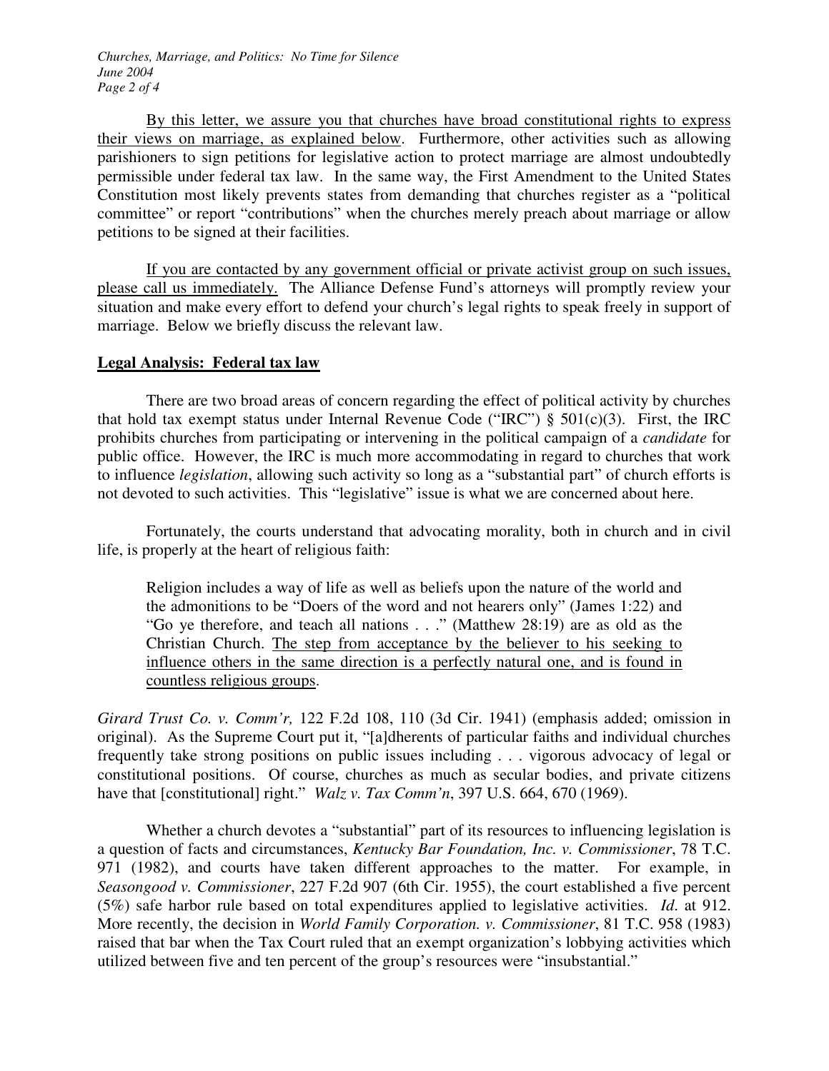<u>By this letter, we assure you that churches have broad constitutional rights to express their views on marriage, as explained below</u>. Furthermore, other activities such as allowing parishioners to sign petitions for legislative action to protect marriage are almost undoubtedly permissible under federal tax law. In the same way, the First Amendment to the United States Constitution most likely prevents states from demanding that churches register as a "political committee" or report "contributions" when the churches merely preach about marriage or allow petitions to be signed at their facilities.

<u>If you are contacted by any government official or private activist group on such issues, please call us immediately.</u> The Alliance Defense Fund's attorneys will promptly review your situation and make every effort to defend your church's legal rights to speak freely in support of marriage. Below we briefly discuss the relevant law.

**<u>Legal Analysis: Federal tax law</u>**

There are two broad areas of concern regarding the effect of political activity by churches that hold tax exempt status under Internal Revenue Code ("IRC") § 501(c)(3). First, the IRC prohibits churches from participating or intervening in the political campaign of a *candidate* for public office. However, the IRC is much more accommodating in regard to churches that work to influence *legislation*, allowing such activity so long as a "substantial part" of church efforts is not devoted to such activities. This "legislative" issue is what we are concerned about here.

Fortunately, the courts understand that advocating morality, both in church and in civil life, is properly at the heart of religious faith:

> Religion includes a way of life as well as beliefs upon the nature of the world and the admonitions to be "Doers of the word and not hearers only" (James 1:22) and "Go ye therefore, and teach all nations . . ." (Matthew 28:19) are as old as the Christian Church. <u>The step from acceptance by the believer to his seeking to influence others in the same direction is a perfectly natural one, and is found in countless religious groups</u>.

*Girard Trust Co. v. Comm'r,* 122 F.2d 108, 110 (3d Cir. 1941) (emphasis added; omission in original). As the Supreme Court put it, "[a]dherents of particular faiths and individual churches frequently take strong positions on public issues including . . . vigorous advocacy of legal or constitutional positions. Of course, churches as much as secular bodies, and private citizens have that [constitutional] right." *Walz v. Tax Comm'n*, 397 U.S. 664, 670 (1969).

Whether a church devotes a "substantial" part of its resources to influencing legislation is a question of facts and circumstances, *Kentucky Bar Foundation, Inc. v. Commissioner*, 78 T.C. 971 (1982), and courts have taken different approaches to the matter. For example, in *Seasongood v. Commissioner*, 227 F.2d 907 (6th Cir. 1955), the court established a five percent (5%) safe harbor rule based on total expenditures applied to legislative activities. *Id*. at 912. More recently, the decision in *World Family Corporation. v. Commissioner*, 81 T.C. 958 (1983) raised that bar when the Tax Court ruled that an exempt organization's lobbying activities which utilized between five and ten percent of the group's resources were "insubstantial."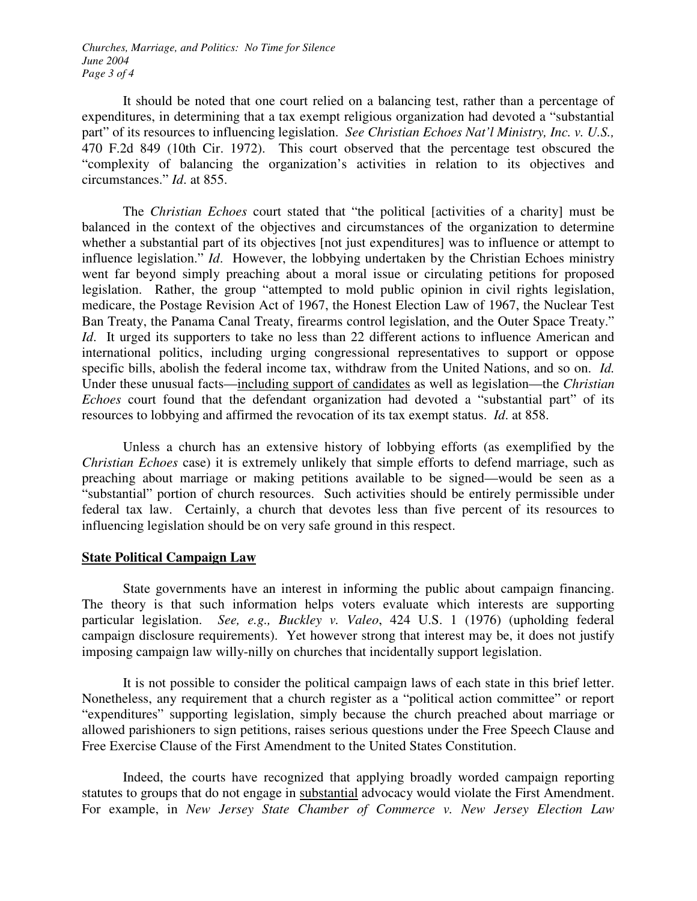It should be noted that one court relied on a balancing test, rather than a percentage of expenditures, in determining that a tax exempt religious organization had devoted a "substantial part" of its resources to influencing legislation. *See Christian Echoes Nat'l Ministry, Inc. v. U.S.,* 470 F.2d 849 (10th Cir. 1972). This court observed that the percentage test obscured the "complexity of balancing the organization's activities in relation to its objectives and circumstances." *Id*. at 855.

The *Christian Echoes* court stated that "the political [activities of a charity] must be balanced in the context of the objectives and circumstances of the organization to determine whether a substantial part of its objectives [not just expenditures] was to influence or attempt to influence legislation." *Id*. However, the lobbying undertaken by the Christian Echoes ministry went far beyond simply preaching about a moral issue or circulating petitions for proposed legislation. Rather, the group "attempted to mold public opinion in civil rights legislation, medicare, the Postage Revision Act of 1967, the Honest Election Law of 1967, the Nuclear Test Ban Treaty, the Panama Canal Treaty, firearms control legislation, and the Outer Space Treaty." *Id*. It urged its supporters to take no less than 22 different actions to influence American and international politics, including urging congressional representatives to support or oppose specific bills, abolish the federal income tax, withdraw from the United Nations, and so on. *Id.* Under these unusual facts—<u>including support of candidates</u> as well as legislation—the *Christian Echoes* court found that the defendant organization had devoted a "substantial part" of its resources to lobbying and affirmed the revocation of its tax exempt status. *Id*. at 858.

Unless a church has an extensive history of lobbying efforts (as exemplified by the *Christian Echoes* case) it is extremely unlikely that simple efforts to defend marriage, such as preaching about marriage or making petitions available to be signed—would be seen as a "substantial" portion of church resources. Such activities should be entirely permissible under federal tax law. Certainly, a church that devotes less than five percent of its resources to influencing legislation should be on very safe ground in this respect.

**<u>State Political Campaign Law</u>**

State governments have an interest in informing the public about campaign financing. The theory is that such information helps voters evaluate which interests are supporting particular legislation. *See, e.g., Buckley v. Valeo*, 424 U.S. 1 (1976) (upholding federal campaign disclosure requirements). Yet however strong that interest may be, it does not justify imposing campaign law willy-nilly on churches that incidentally support legislation.

It is not possible to consider the political campaign laws of each state in this brief letter. Nonetheless, any requirement that a church register as a "political action committee" or report "expenditures" supporting legislation, simply because the church preached about marriage or allowed parishioners to sign petitions, raises serious questions under the Free Speech Clause and Free Exercise Clause of the First Amendment to the United States Constitution.

Indeed, the courts have recognized that applying broadly worded campaign reporting statutes to groups that do not engage in <u>substantial</u> advocacy would violate the First Amendment. For example, in *New Jersey State Chamber of Commerce v. New Jersey Election Law*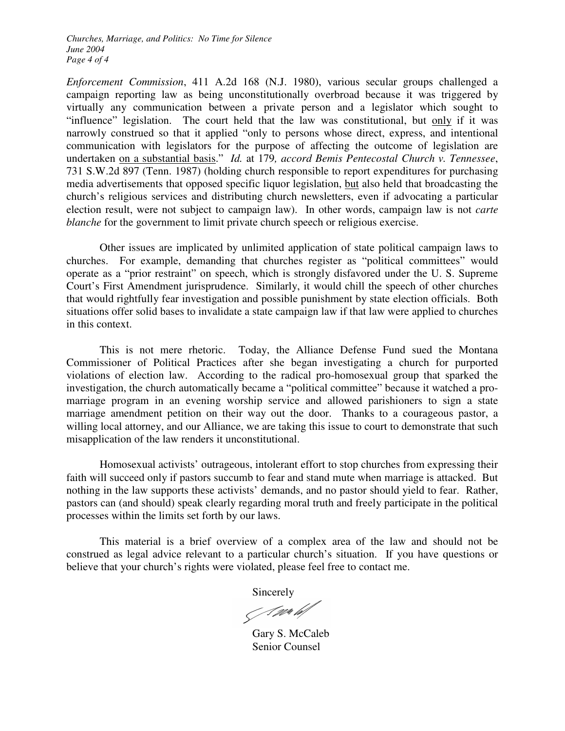*Enforcement Commission*, 411 A.2d 168 (N.J. 1980), various secular groups challenged a campaign reporting law as being unconstitutionally overbroad because it was triggered by virtually any communication between a private person and a legislator which sought to "influence" legislation. The court held that the law was constitutional, but <u>only</u> if it was narrowly construed so that it applied "only to persons whose direct, express, and intentional communication with legislators for the purpose of affecting the outcome of legislation are undertaken <u>on a substantial basis</u>." *Id.* at 179*, accord Bemis Pentecostal Church v. Tennessee*, 731 S.W.2d 897 (Tenn. 1987) (holding church responsible to report expenditures for purchasing media advertisements that opposed specific liquor legislation, <u>but</u> also held that broadcasting the church's religious services and distributing church newsletters, even if advocating a particular election result, were not subject to campaign law). In other words, campaign law is not *carte blanche* for the government to limit private church speech or religious exercise.

Other issues are implicated by unlimited application of state political campaign laws to churches. For example, demanding that churches register as "political committees" would operate as a "prior restraint" on speech, which is strongly disfavored under the U. S. Supreme Court's First Amendment jurisprudence. Similarly, it would chill the speech of other churches that would rightfully fear investigation and possible punishment by state election officials. Both situations offer solid bases to invalidate a state campaign law if that law were applied to churches in this context.

This is not mere rhetoric. Today, the Alliance Defense Fund sued the Montana Commissioner of Political Practices after she began investigating a church for purported violations of election law. According to the radical pro-homosexual group that sparked the investigation, the church automatically became a "political committee" because it watched a pro-marriage program in an evening worship service and allowed parishioners to sign a state marriage amendment petition on their way out the door. Thanks to a courageous pastor, a willing local attorney, and our Alliance, we are taking this issue to court to demonstrate that such misapplication of the law renders it unconstitutional.

Homosexual activists' outrageous, intolerant effort to stop churches from expressing their faith will succeed only if pastors succumb to fear and stand mute when marriage is attacked. But nothing in the law supports these activists' demands, and no pastor should yield to fear. Rather, pastors can (and should) speak clearly regarding moral truth and freely participate in the political processes within the limits set forth by our laws.

This material is a brief overview of a complex area of the law and should not be construed as legal advice relevant to a particular church's situation. If you have questions or believe that your church's rights were violated, please feel free to contact me.

Sincerely

Gary S. McCaleb
Senior Counsel